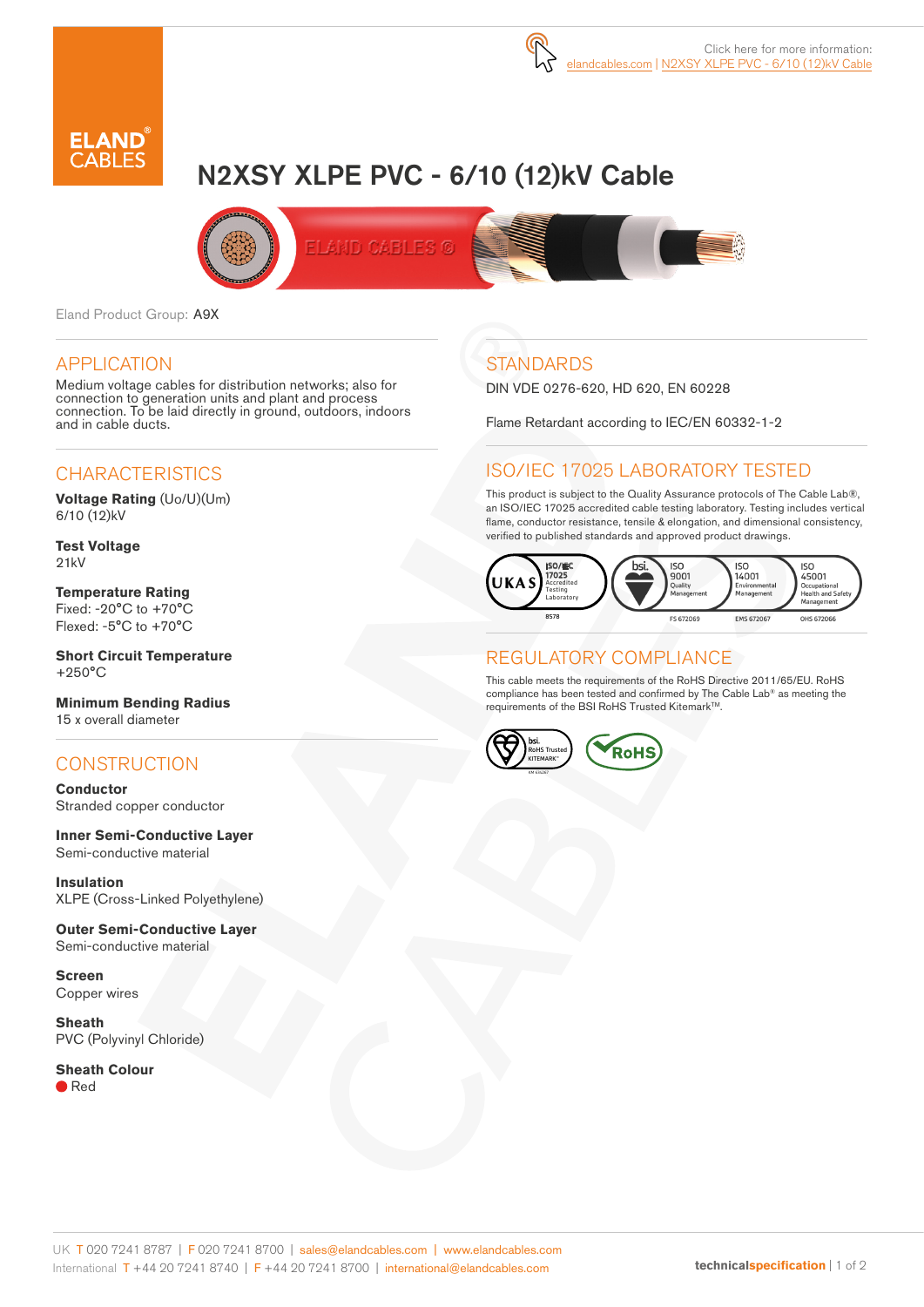Click here for more information: elandcables.com | N2XSY XLPE PVC - 6/10 (12)kV Cable

# N2XSY XLPE PVC - 6/10 (12)kV Cable

Eland Product Group: A9X

## APPLICATION

Medium voltage cables for distribution networks; also for connection to generation units and plant and process connection. To be laid directly in ground, outdoors, indoors and in cable ducts.

## CHARACTERISTICS

**Voltage Rating** (Uo/U)(Um)
6/10 (12)kV

**Test Voltage**
21kV

**Temperature Rating**
Fixed: -20°C to +70°C
Flexed: -5°C to +70°C

**Short Circuit Temperature**
+250°C

**Minimum Bending Radius**
15 x overall diameter

## CONSTRUCTION

**Conductor**
Stranded copper conductor

**Inner Semi-Conductive Layer**
Semi-conductive material

**Insulation**
XLPE (Cross-Linked Polyethylene)

**Outer Semi-Conductive Layer**
Semi-conductive material

**Screen**
Copper wires

**Sheath**
PVC (Polyvinyl Chloride)

**Sheath Colour**
Red

## STANDARDS

DIN VDE 0276-620, HD 620, EN 60228

Flame Retardant according to IEC/EN 60332-1-2

## ISO/IEC 17025 LABORATORY TESTED

This product is subject to the Quality Assurance protocols of The Cable Lab®, an ISO/IEC 17025 accredited cable testing laboratory. Testing includes vertical flame, conductor resistance, tensile & elongation, and dimensional consistency, verified to published standards and approved product drawings.

UKAS ISO/IEC 17025 Accredited Testing Laboratory 8578 | bsi. ISO 9001 Quality Management FS 672069 | ISO 14001 Environmental Management EMS 672067 | ISO 45001 Occupational Health and Safety Management OHS 672066

## REGULATORY COMPLIANCE

This cable meets the requirements of the RoHS Directive 2011/65/EU. RoHS compliance has been tested and confirmed by The Cable Lab® as meeting the requirements of the BSI RoHS Trusted Kitemark™.

bsi. RoHS Trusted KITEMARK™ | RoHS

UK T 020 7241 8787 | F 020 7241 8700 | sales@elandcables.com | www.elandcables.com
International T +44 20 7241 8740 | F +44 20 7241 8700 | international@elandcables.com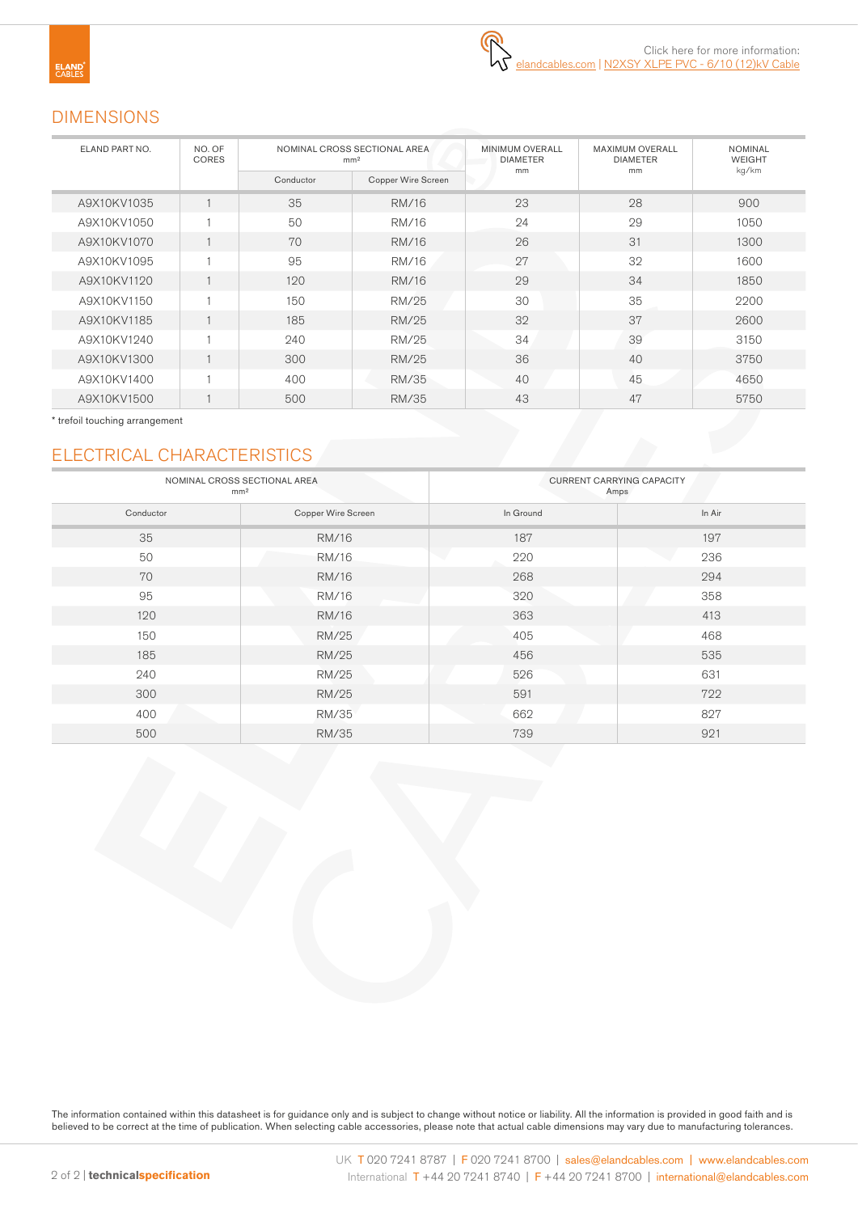Click here for more information: elandcables.com | N2XSY XLPE PVC - 6/10 (12)kV Cable

## DIMENSIONS

| ELAND PART NO. | NO. OF CORES | NOMINAL CROSS SECTIONAL AREA mm² | | MINIMUM OVERALL DIAMETER mm | MAXIMUM OVERALL DIAMETER mm | NOMINAL WEIGHT kg/km |
|---|---|---|---|---|---|---|
| | | Conductor | Copper Wire Screen | | | |
| A9X10KV1035 | 1 | 35 | RM/16 | 23 | 28 | 900 |
| A9X10KV1050 | 1 | 50 | RM/16 | 24 | 29 | 1050 |
| A9X10KV1070 | 1 | 70 | RM/16 | 26 | 31 | 1300 |
| A9X10KV1095 | 1 | 95 | RM/16 | 27 | 32 | 1600 |
| A9X10KV1120 | 1 | 120 | RM/16 | 29 | 34 | 1850 |
| A9X10KV1150 | 1 | 150 | RM/25 | 30 | 35 | 2200 |
| A9X10KV1185 | 1 | 185 | RM/25 | 32 | 37 | 2600 |
| A9X10KV1240 | 1 | 240 | RM/25 | 34 | 39 | 3150 |
| A9X10KV1300 | 1 | 300 | RM/25 | 36 | 40 | 3750 |
| A9X10KV1400 | 1 | 400 | RM/35 | 40 | 45 | 4650 |
| A9X10KV1500 | 1 | 500 | RM/35 | 43 | 47 | 5750 |

* trefoil touching arrangement

## ELECTRICAL CHARACTERISTICS

| NOMINAL CROSS SECTIONAL AREA mm² | | CURRENT CARRYING CAPACITY Amps | |
|---|---|---|---|
| Conductor | Copper Wire Screen | In Ground | In Air |
| 35 | RM/16 | 187 | 197 |
| 50 | RM/16 | 220 | 236 |
| 70 | RM/16 | 268 | 294 |
| 95 | RM/16 | 320 | 358 |
| 120 | RM/16 | 363 | 413 |
| 150 | RM/25 | 405 | 468 |
| 185 | RM/25 | 456 | 535 |
| 240 | RM/25 | 526 | 631 |
| 300 | RM/25 | 591 | 722 |
| 400 | RM/35 | 662 | 827 |
| 500 | RM/35 | 739 | 921 |

The information contained within this datasheet is for guidance only and is subject to change without notice or liability. All the information is provided in good faith and is believed to be correct at the time of publication. When selecting cable accessories, please note that actual cable dimensions may vary due to manufacturing tolerances.

UK T 020 7241 8787 | F 020 7241 8700 | sales@elandcables.com | www.elandcables.com
International T +44 20 7241 8740 | F +44 20 7241 8700 | international@elandcables.com